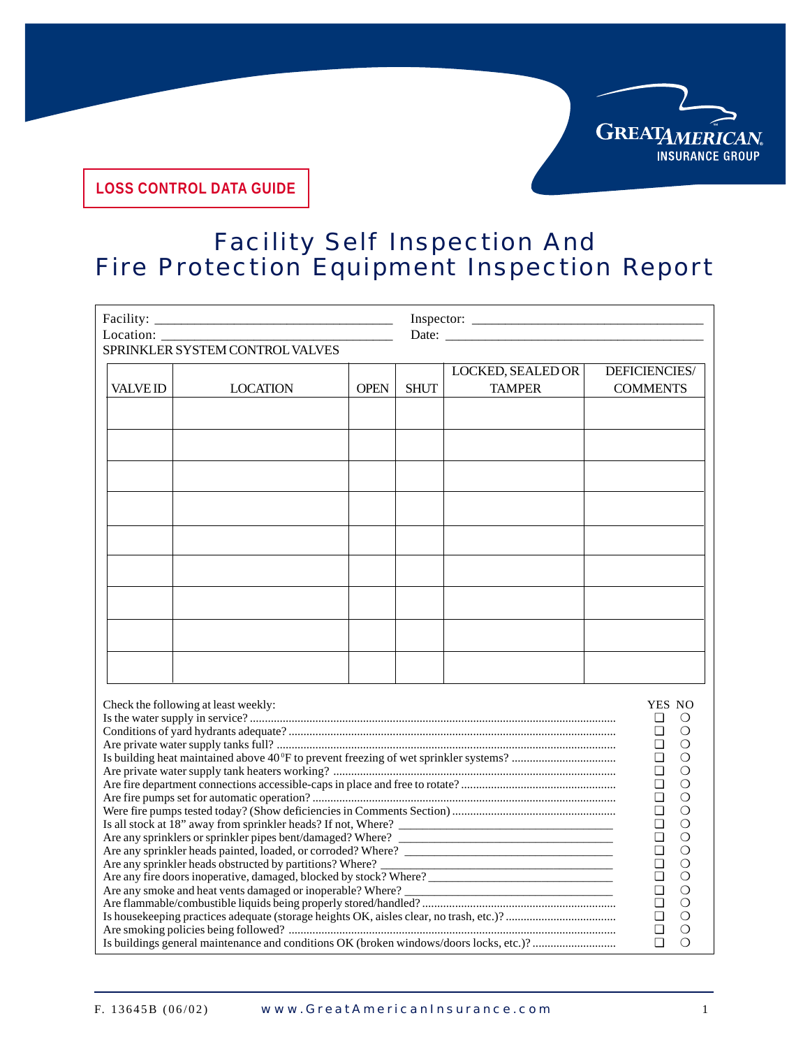GREAT AMERICAN INSURANCE GROUP

**LOSS CONTROL DATA GUIDE**

# Facility Self Inspection And Fire Protection Equipment Inspection Report

Facility: ___________________________________ Inspector: _________________________________

Location: ___________________________________ Date: ______________________________________

SPRINKLER SYSTEM CONTROL VALVES

| VALVE ID | LOCATION | OPEN | SHUT | LOCKED, SEALED OR TAMPER | DEFICIENCIES/ COMMENTS |
|---|---|---|---|---|---|
| | | | | | |
| | | | | | |
| | | | | | |
| | | | | | |
| | | | | | |
| | | | | | |
| | | | | | |
| | | | | | |
| | | | | | |

Check the following at least weekly:

| | YES | NO |
|---|---|---|
| Is the water supply in service? | ❑ | ❍ |
| Conditions of yard hydrants adequate? | ❑ | ❍ |
| Are private water supply tanks full? | ❑ | ❍ |
| Is building heat maintained above 40 $^0$F to prevent freezing of wet sprinkler systems? | ❑ | ❍ |
| Are private water supply tank heaters working? | ❑ | ❍ |
| Are fire department connections accessible-caps in place and free to rotate? | ❑ | ❍ |
| Are fire pumps set for automatic operation? | ❑ | ❍ |
| Were fire pumps tested today? (Show deficiencies in Comments Section) | ❑ | ❍ |
| Is all stock at 18" away from sprinkler heads? If not, Where? ______________________ | ❑ | ❍ |
| Are any sprinklers or sprinkler pipes bent/damaged? Where? ______________________ | ❑ | ❍ |
| Are any sprinkler heads painted, loaded, or corroded? Where? ______________________ | ❑ | ❍ |
| Are any sprinkler heads obstructed by partitions? Where? ______________________ | ❑ | ❍ |
| Are any fire doors inoperative, damaged, blocked by stock? Where? ______________________ | ❑ | ❍ |
| Are any smoke and heat vents damaged or inoperable? Where? ______________________ | ❑ | ❍ |
| Are flammable/combustible liquids being properly stored/handled? | ❑ | ❍ |
| Is housekeeping practices adequate (storage heights OK, aisles clear, no trash, etc.)? | ❑ | ❍ |
| Are smoking policies being followed? | ❑ | ❍ |
| Is buildings general maintenance and conditions OK (broken windows/doors locks, etc.)? | ❑ | ❍ |

F. 13645B (06/02) www.GreatAmericanInsurance.com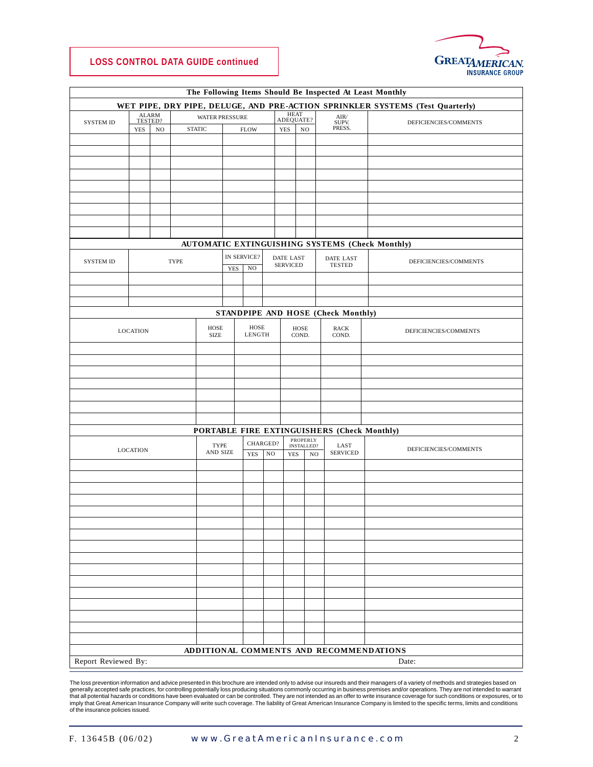## LOSS CONTROL DATA GUIDE continued

GREAT AMERICAN INSURANCE GROUP

### The Following Items Should Be Inspected At Least Monthly

#### WET PIPE, DRY PIPE, DELUGE, AND PRE-ACTION SPRINKLER SYSTEMS (Test Quarterly)

| SYSTEM ID | ALARM TESTED? | | WATER PRESSURE | | HEAT ADEQUATE? | | AIR/ SUPV. PRESS. | DEFICIENCIES/COMMENTS |
|---|---|---|---|---|---|---|---|---|
| | YES | NO | STATIC | FLOW | YES | NO | | |
| | | | | | | | | |
| | | | | | | | | |
| | | | | | | | | |
| | | | | | | | | |
| | | | | | | | | |
| | | | | | | | | |
| | | | | | | | | |
| | | | | | | | | |
| | | | | | | | | |

#### AUTOMATIC EXTINGUISHING SYSTEMS (Check Monthly)

| SYSTEM ID | TYPE | IN SERVICE? | | DATE LAST SERVICED | DATE LAST TESTED | DEFICIENCIES/COMMENTS |
|---|---|---|---|---|---|---|
| | | YES | NO | | | |
| | | | | | | |
| | | | | | | |
| | | | | | | |

#### STANDPIPE AND HOSE (Check Monthly)

| LOCATION | HOSE SIZE | HOSE LENGTH | HOSE COND. | RACK COND. | DEFICIENCIES/COMMENTS |
|---|---|---|---|---|---|
| | | | | | |
| | | | | | |
| | | | | | |
| | | | | | |
| | | | | | |
| | | | | | |
| | | | | | |

#### PORTABLE FIRE EXTINGUISHERS (Check Monthly)

| LOCATION | TYPE AND SIZE | CHARGED? | | PROPERLY INSTALLED? | | LAST SERVICED | DEFICIENCIES/COMMENTS |
|---|---|---|---|---|---|---|---|
| | | YES | NO | YES | NO | | |
| | | | | | | | |
| | | | | | | | |
| | | | | | | | |
| | | | | | | | |
| | | | | | | | |
| | | | | | | | |
| | | | | | | | |
| | | | | | | | |
| | | | | | | | |
| | | | | | | | |
| | | | | | | | |
| | | | | | | | |
| | | | | | | | |
| | | | | | | | |
| | | | | | | | |
| | | | | | | | |

#### ADDITIONAL COMMENTS AND RECOMMENDATIONS

Report Reviewed By: Date:

The loss prevention information and advice presented in this brochure are intended only to advise our insureds and their managers of a variety of methods and strategies based on generally accepted safe practices, for controlling potentially loss producing situations commonly occurring in business premises and/or operations. They are not intended to warrant that all potential hazards or conditions have been evaluated or can be controlled. They are not intended as an offer to write insurance coverage for such conditions or exposures, or to imply that Great American Insurance Company will write such coverage. The liability of Great American Insurance Company is limited to the specific terms, limits and conditions of the insurance policies issued.

F. 13645B (06/02) www.GreatAmericanInsurance.com